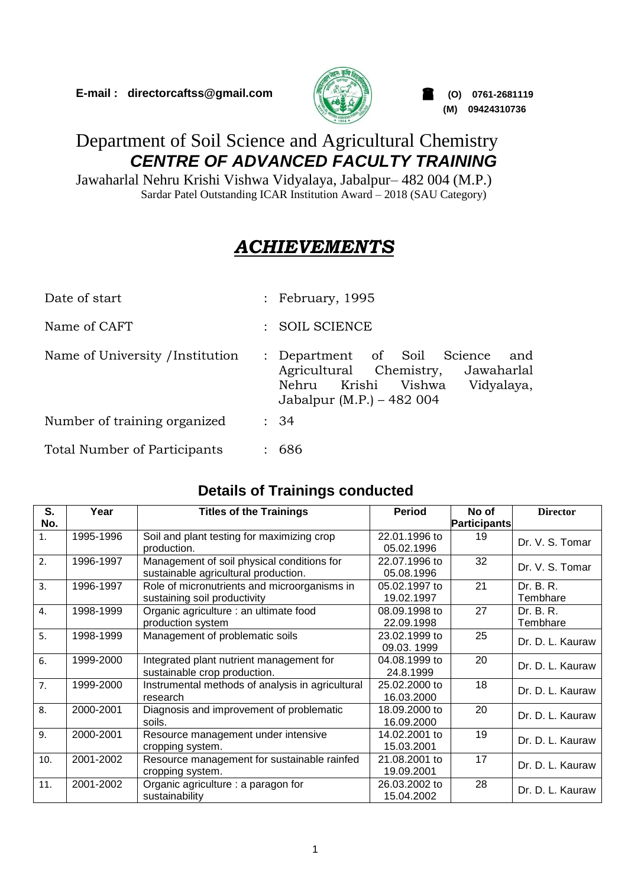**E-mail : directorcaftss@gmail.com**

**(O) 0761-2681119**
**(M) 09424310736**

# Department of Soil Science and Agricultural Chemistry
## *CENTRE OF ADVANCED FACULTY TRAINING*

Jawaharlal Nehru Krishi Vishwa Vidyalaya, Jabalpur– 482 004 (M.P.)
Sardar Patel Outstanding ICAR Institution Award – 2018 (SAU Category)

# ***ACHIEVEMENTS***

| | | |
|---|---|---|
| Date of start | : | February, 1995 |
| Name of CAFT | : | SOIL SCIENCE |
| Name of University /Institution | : | Department of Soil Science and Agricultural Chemistry, Jawaharlal Nehru Krishi Vishwa Vidyalaya, Jabalpur (M.P.) – 482 004 |
| Number of training organized | : | 34 |
| Total Number of Participants | : | 686 |

## Details of Trainings conducted

| S. No. | Year | Titles of the Trainings | Period | No of Participants | Director |
|---|---|---|---|---|---|
| 1. | 1995-1996 | Soil and plant testing for maximizing crop production. | 22.01.1996 to 05.02.1996 | 19 | Dr. V. S. Tomar |
| 2. | 1996-1997 | Management of soil physical conditions for sustainable agricultural production. | 22.07.1996 to 05.08.1996 | 32 | Dr. V. S. Tomar |
| 3. | 1996-1997 | Role of micronutrients and microorganisms in sustaining soil productivity | 05.02.1997 to 19.02.1997 | 21 | Dr. B. R. Tembhare |
| 4. | 1998-1999 | Organic agriculture : an ultimate food production system | 08.09.1998 to 22.09.1998 | 27 | Dr. B. R. Tembhare |
| 5. | 1998-1999 | Management of problematic soils | 23.02.1999 to 09.03. 1999 | 25 | Dr. D. L. Kauraw |
| 6. | 1999-2000 | Integrated plant nutrient management for sustainable crop production. | 04.08.1999 to 24.8.1999 | 20 | Dr. D. L. Kauraw |
| 7. | 1999-2000 | Instrumental methods of analysis in agricultural research | 25.02.2000 to 16.03.2000 | 18 | Dr. D. L. Kauraw |
| 8. | 2000-2001 | Diagnosis and improvement of problematic soils. | 18.09.2000 to 16.09.2000 | 20 | Dr. D. L. Kauraw |
| 9. | 2000-2001 | Resource management under intensive cropping system. | 14.02.2001 to 15.03.2001 | 19 | Dr. D. L. Kauraw |
| 10. | 2001-2002 | Resource management for sustainable rainfed cropping system. | 21.08.2001 to 19.09.2001 | 17 | Dr. D. L. Kauraw |
| 11. | 2001-2002 | Organic agriculture : a paragon for sustainability | 26.03.2002 to 15.04.2002 | 28 | Dr. D. L. Kauraw |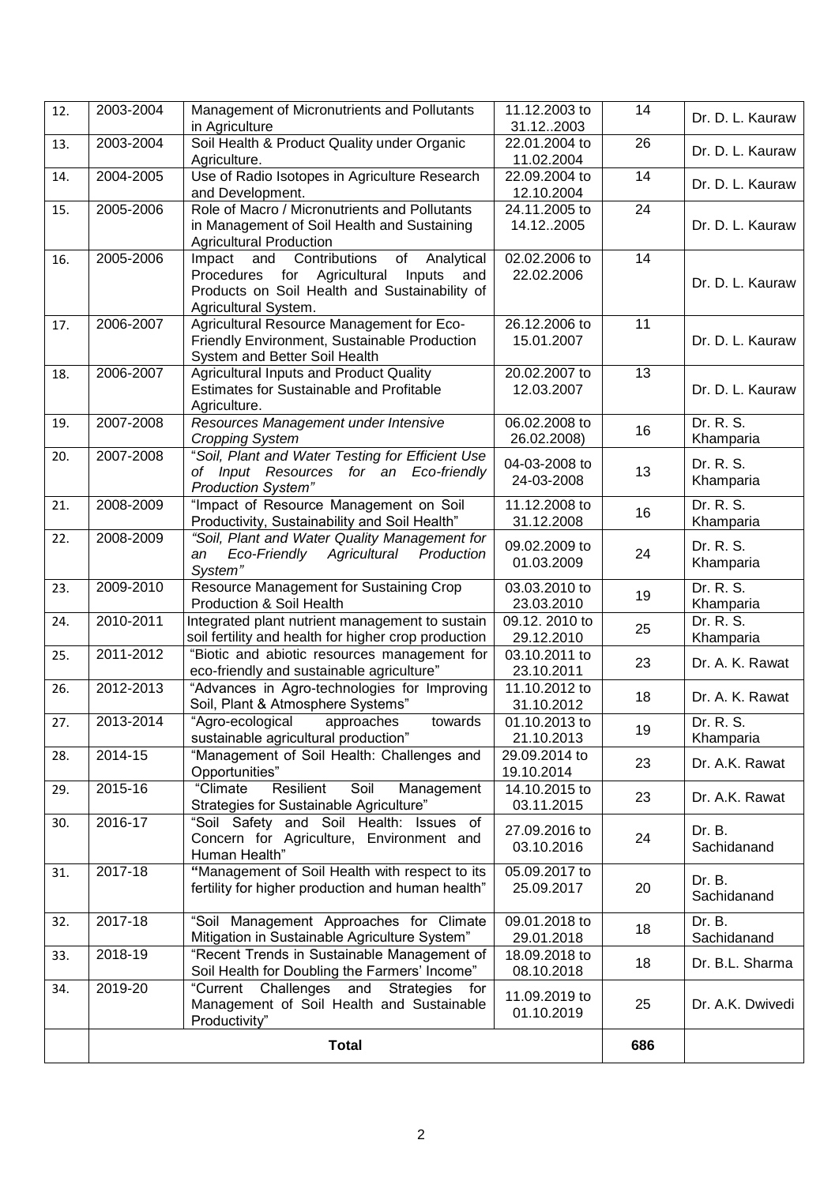| 12. | 2003-2004 | Management of Micronutrients and Pollutants in Agriculture | 11.12.2003 to 31.12..2003 | 14 | Dr. D. L. Kauraw |
|---|---|---|---|---|---|
| 13. | 2003-2004 | Soil Health & Product Quality under Organic Agriculture. | 22.01.2004 to 11.02.2004 | 26 | Dr. D. L. Kauraw |
| 14. | 2004-2005 | Use of Radio Isotopes in Agriculture Research and Development. | 22.09.2004 to 12.10.2004 | 14 | Dr. D. L. Kauraw |
| 15. | 2005-2006 | Role of Macro / Micronutrients and Pollutants in Management of Soil Health and Sustaining Agricultural Production | 24.11.2005 to 14.12..2005 | 24 | Dr. D. L. Kauraw |
| 16. | 2005-2006 | Impact and Contributions of Analytical Procedures for Agricultural Inputs and Products on Soil Health and Sustainability of Agricultural System. | 02.02.2006 to 22.02.2006 | 14 | Dr. D. L. Kauraw |
| 17. | 2006-2007 | Agricultural Resource Management for Eco-Friendly Environment, Sustainable Production System and Better Soil Health | 26.12.2006 to 15.01.2007 | 11 | Dr. D. L. Kauraw |
| 18. | 2006-2007 | Agricultural Inputs and Product Quality Estimates for Sustainable and Profitable Agriculture. | 20.02.2007 to 12.03.2007 | 13 | Dr. D. L. Kauraw |
| 19. | 2007-2008 | *Resources Management under Intensive Cropping System* | 06.02.2008 to 26.02.2008) | 16 | Dr. R. S. Khamparia |
| 20. | 2007-2008 | *"Soil, Plant and Water Testing for Efficient Use of Input Resources for an Eco-friendly Production System"* | 04-03-2008 to 24-03-2008 | 13 | Dr. R. S. Khamparia |
| 21. | 2008-2009 | "Impact of Resource Management on Soil Productivity, Sustainability and Soil Health" | 11.12.2008 to 31.12.2008 | 16 | Dr. R. S. Khamparia |
| 22. | 2008-2009 | *"Soil, Plant and Water Quality Management for an Eco-Friendly Agricultural Production System"* | 09.02.2009 to 01.03.2009 | 24 | Dr. R. S. Khamparia |
| 23. | 2009-2010 | Resource Management for Sustaining Crop Production & Soil Health | 03.03.2010 to 23.03.2010 | 19 | Dr. R. S. Khamparia |
| 24. | 2010-2011 | Integrated plant nutrient management to sustain soil fertility and health for higher crop production | 09.12. 2010 to 29.12.2010 | 25 | Dr. R. S. Khamparia |
| 25. | 2011-2012 | "Biotic and abiotic resources management for eco-friendly and sustainable agriculture" | 03.10.2011 to 23.10.2011 | 23 | Dr. A. K. Rawat |
| 26. | 2012-2013 | "Advances in Agro-technologies for Improving Soil, Plant & Atmosphere Systems" | 11.10.2012 to 31.10.2012 | 18 | Dr. A. K. Rawat |
| 27. | 2013-2014 | "Agro-ecological approaches towards sustainable agricultural production" | 01.10.2013 to 21.10.2013 | 19 | Dr. R. S. Khamparia |
| 28. | 2014-15 | "Management of Soil Health: Challenges and Opportunities" | 29.09.2014 to 19.10.2014 | 23 | Dr. A.K. Rawat |
| 29. | 2015-16 | "Climate Resilient Soil Management Strategies for Sustainable Agriculture" | 14.10.2015 to 03.11.2015 | 23 | Dr. A.K. Rawat |
| 30. | 2016-17 | "Soil Safety and Soil Health: Issues of Concern for Agriculture, Environment and Human Health" | 27.09.2016 to 03.10.2016 | 24 | Dr. B. Sachidanand |
| 31. | 2017-18 | **"**Management of Soil Health with respect to its fertility for higher production and human health" | 05.09.2017 to 25.09.2017 | 20 | Dr. B. Sachidanand |
| 32. | 2017-18 | "Soil Management Approaches for Climate Mitigation in Sustainable Agriculture System" | 09.01.2018 to 29.01.2018 | 18 | Dr. B. Sachidanand |
| 33. | 2018-19 | "Recent Trends in Sustainable Management of Soil Health for Doubling the Farmers' Income" | 18.09.2018 to 08.10.2018 | 18 | Dr. B.L. Sharma |
| 34. | 2019-20 | "Current Challenges and Strategies for Management of Soil Health and Sustainable Productivity" | 11.09.2019 to 01.10.2019 | 25 | Dr. A.K. Dwivedi |
| | **Total** | | | **686** | |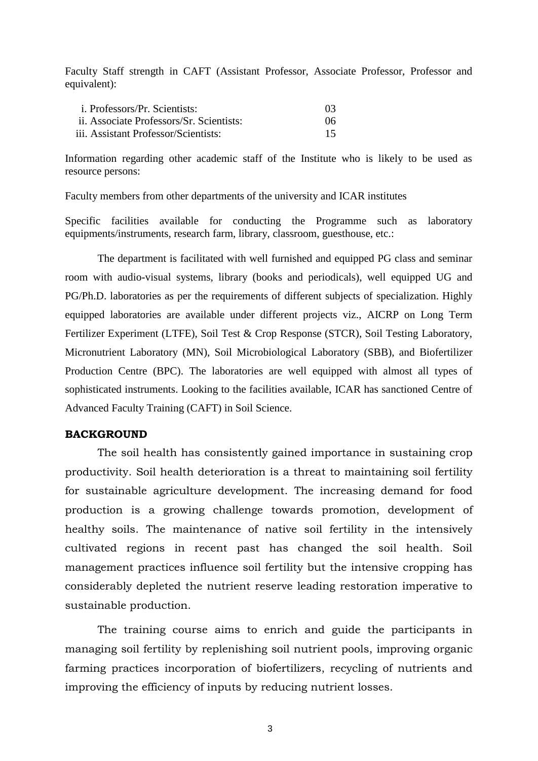Faculty Staff strength in CAFT (Assistant Professor, Associate Professor, Professor and equivalent):

| | |
|---|---|
| i. Professors/Pr. Scientists: | 03 |
| ii. Associate Professors/Sr. Scientists: | 06 |
| iii. Assistant Professor/Scientists: | 15 |

Information regarding other academic staff of the Institute who is likely to be used as resource persons:

Faculty members from other departments of the university and ICAR institutes

Specific facilities available for conducting the Programme such as laboratory equipments/instruments, research farm, library, classroom, guesthouse, etc.:

The department is facilitated with well furnished and equipped PG class and seminar room with audio-visual systems, library (books and periodicals), well equipped UG and PG/Ph.D. laboratories as per the requirements of different subjects of specialization. Highly equipped laboratories are available under different projects viz., AICRP on Long Term Fertilizer Experiment (LTFE), Soil Test & Crop Response (STCR), Soil Testing Laboratory, Micronutrient Laboratory (MN), Soil Microbiological Laboratory (SBB), and Biofertilizer Production Centre (BPC). The laboratories are well equipped with almost all types of sophisticated instruments. Looking to the facilities available, ICAR has sanctioned Centre of Advanced Faculty Training (CAFT) in Soil Science.

**BACKGROUND**

The soil health has consistently gained importance in sustaining crop productivity. Soil health deterioration is a threat to maintaining soil fertility for sustainable agriculture development. The increasing demand for food production is a growing challenge towards promotion, development of healthy soils. The maintenance of native soil fertility in the intensively cultivated regions in recent past has changed the soil health. Soil management practices influence soil fertility but the intensive cropping has considerably depleted the nutrient reserve leading restoration imperative to sustainable production.

The training course aims to enrich and guide the participants in managing soil fertility by replenishing soil nutrient pools, improving organic farming practices incorporation of biofertilizers, recycling of nutrients and improving the efficiency of inputs by reducing nutrient losses.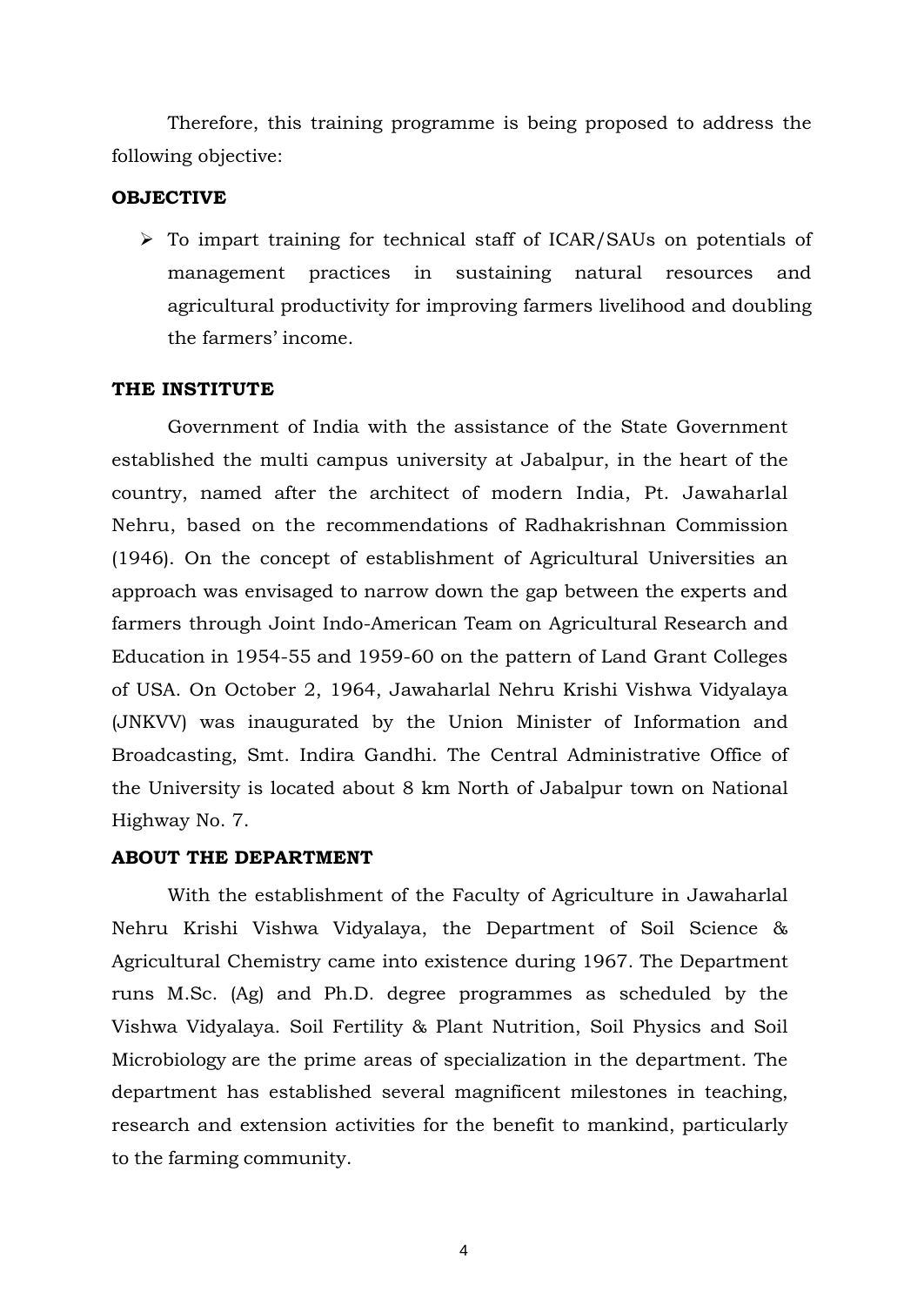Therefore, this training programme is being proposed to address the following objective:

## OBJECTIVE

- To impart training for technical staff of ICAR/SAUs on potentials of management practices in sustaining natural resources and agricultural productivity for improving farmers livelihood and doubling the farmers' income.

## THE INSTITUTE

Government of India with the assistance of the State Government established the multi campus university at Jabalpur, in the heart of the country, named after the architect of modern India, Pt. Jawaharlal Nehru, based on the recommendations of Radhakrishnan Commission (1946). On the concept of establishment of Agricultural Universities an approach was envisaged to narrow down the gap between the experts and farmers through Joint Indo-American Team on Agricultural Research and Education in 1954-55 and 1959-60 on the pattern of Land Grant Colleges of USA. On October 2, 1964, Jawaharlal Nehru Krishi Vishwa Vidyalaya (JNKVV) was inaugurated by the Union Minister of Information and Broadcasting, Smt. Indira Gandhi. The Central Administrative Office of the University is located about 8 km North of Jabalpur town on National Highway No. 7.

## ABOUT THE DEPARTMENT

With the establishment of the Faculty of Agriculture in Jawaharlal Nehru Krishi Vishwa Vidyalaya, the Department of Soil Science & Agricultural Chemistry came into existence during 1967. The Department runs M.Sc. (Ag) and Ph.D. degree programmes as scheduled by the Vishwa Vidyalaya. Soil Fertility & Plant Nutrition, Soil Physics and Soil Microbiology are the prime areas of specialization in the department. The department has established several magnificent milestones in teaching, research and extension activities for the benefit to mankind, particularly to the farming community.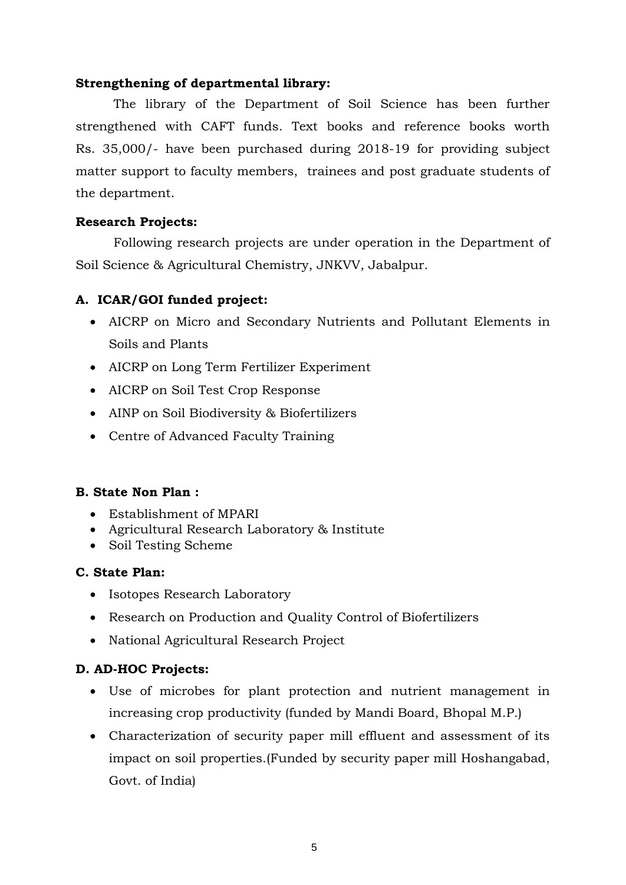**Strengthening of departmental library:**

The library of the Department of Soil Science has been further strengthened with CAFT funds. Text books and reference books worth Rs. 35,000/- have been purchased during 2018-19 for providing subject matter support to faculty members, trainees and post graduate students of the department.

**Research Projects:**

Following research projects are under operation in the Department of Soil Science & Agricultural Chemistry, JNKVV, Jabalpur.

**A. ICAR/GOI funded project:**

- AICRP on Micro and Secondary Nutrients and Pollutant Elements in Soils and Plants
- AICRP on Long Term Fertilizer Experiment
- AICRP on Soil Test Crop Response
- AINP on Soil Biodiversity & Biofertilizers
- Centre of Advanced Faculty Training

**B. State Non Plan :**

- Establishment of MPARI
- Agricultural Research Laboratory & Institute
- Soil Testing Scheme

**C. State Plan:**

- Isotopes Research Laboratory
- Research on Production and Quality Control of Biofertilizers
- National Agricultural Research Project

**D. AD-HOC Projects:**

- Use of microbes for plant protection and nutrient management in increasing crop productivity (funded by Mandi Board, Bhopal M.P.)
- Characterization of security paper mill effluent and assessment of its impact on soil properties.(Funded by security paper mill Hoshangabad, Govt. of India)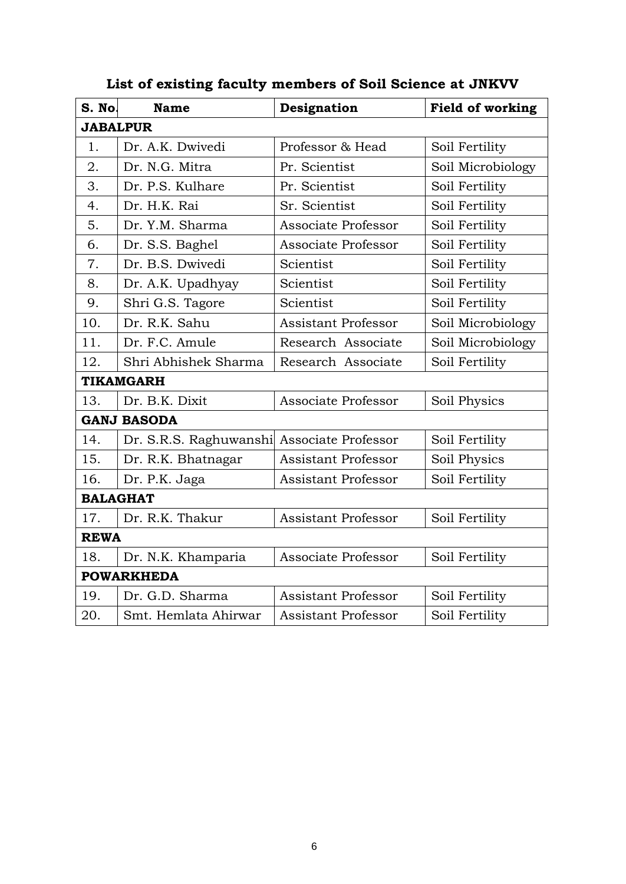## List of existing faculty members of Soil Science at JNKVV

| S. No. | Name | Designation | Field of working |
|---|---|---|---|
| **JABALPUR** | | | |
| 1. | Dr. A.K. Dwivedi | Professor & Head | Soil Fertility |
| 2. | Dr. N.G. Mitra | Pr. Scientist | Soil Microbiology |
| 3. | Dr. P.S. Kulhare | Pr. Scientist | Soil Fertility |
| 4. | Dr. H.K. Rai | Sr. Scientist | Soil Fertility |
| 5. | Dr. Y.M. Sharma | Associate Professor | Soil Fertility |
| 6. | Dr. S.S. Baghel | Associate Professor | Soil Fertility |
| 7. | Dr. B.S. Dwivedi | Scientist | Soil Fertility |
| 8. | Dr. A.K. Upadhyay | Scientist | Soil Fertility |
| 9. | Shri G.S. Tagore | Scientist | Soil Fertility |
| 10. | Dr. R.K. Sahu | Assistant Professor | Soil Microbiology |
| 11. | Dr. F.C. Amule | Research Associate | Soil Microbiology |
| 12. | Shri Abhishek Sharma | Research Associate | Soil Fertility |
| **TIKAMGARH** | | | |
| 13. | Dr. B.K. Dixit | Associate Professor | Soil Physics |
| **GANJ BASODA** | | | |
| 14. | Dr. S.R.S. Raghuwanshi | Associate Professor | Soil Fertility |
| 15. | Dr. R.K. Bhatnagar | Assistant Professor | Soil Physics |
| 16. | Dr. P.K. Jaga | Assistant Professor | Soil Fertility |
| **BALAGHAT** | | | |
| 17. | Dr. R.K. Thakur | Assistant Professor | Soil Fertility |
| **REWA** | | | |
| 18. | Dr. N.K. Khamparia | Associate Professor | Soil Fertility |
| **POWARKHEDA** | | | |
| 19. | Dr. G.D. Sharma | Assistant Professor | Soil Fertility |
| 20. | Smt. Hemlata Ahirwar | Assistant Professor | Soil Fertility |